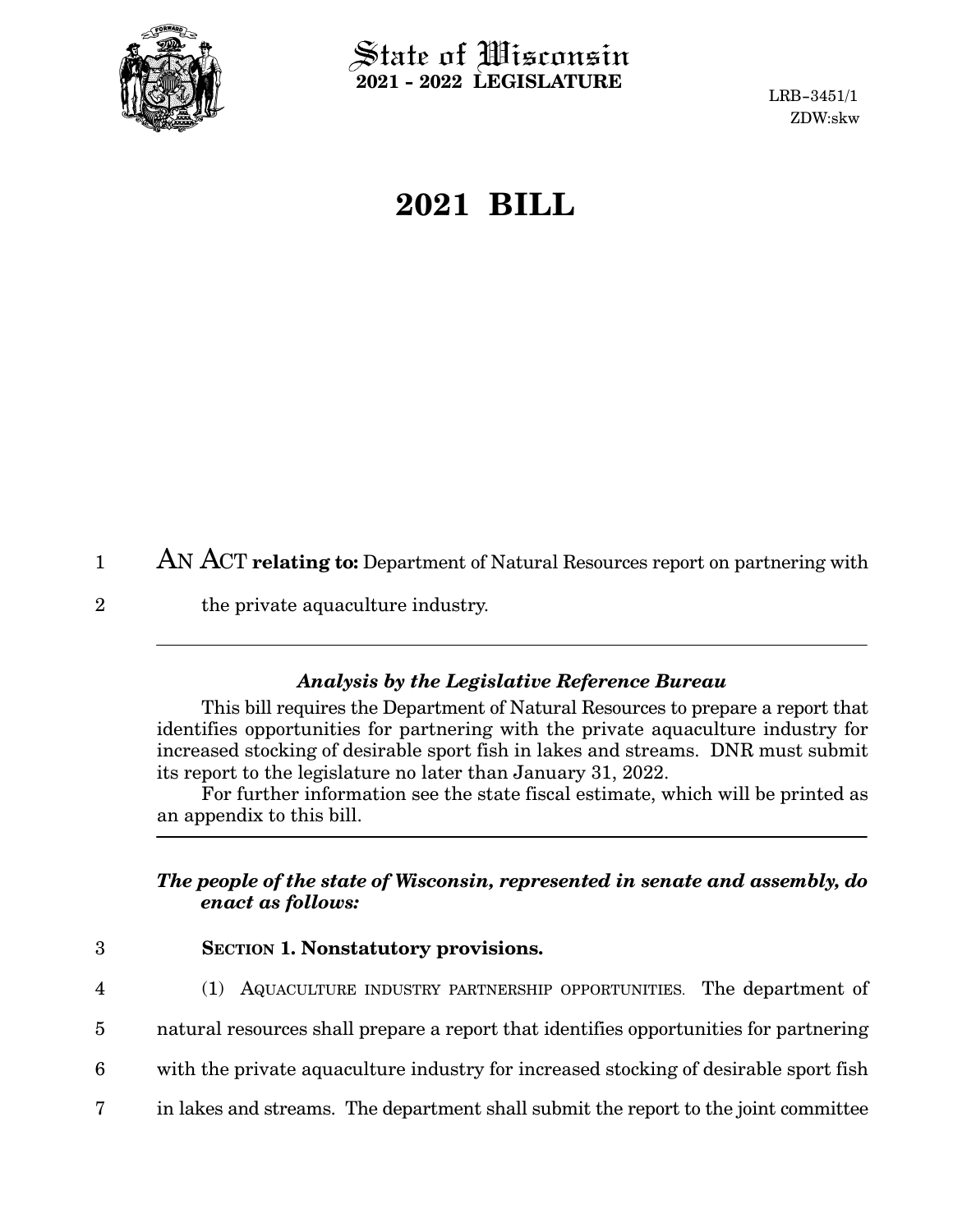State of Wisconsin
**2021 - 2022 LEGISLATURE**

LRB-3451/1
ZDW:skw

# 2021 BILL

AN ACT **relating to:** Department of Natural Resources report on partnering with the private aquaculture industry.

### *Analysis by the Legislative Reference Bureau*

This bill requires the Department of Natural Resources to prepare a report that identifies opportunities for partnering with the private aquaculture industry for increased stocking of desirable sport fish in lakes and streams. DNR must submit its report to the legislature no later than January 31, 2022.

For further information see the state fiscal estimate, which will be printed as an appendix to this bill.

***The people of the state of Wisconsin, represented in senate and assembly, do enact as follows:***

**SECTION 1. Nonstatutory provisions.**

(1) AQUACULTURE INDUSTRY PARTNERSHIP OPPORTUNITIES. The department of natural resources shall prepare a report that identifies opportunities for partnering with the private aquaculture industry for increased stocking of desirable sport fish in lakes and streams. The department shall submit the report to the joint committee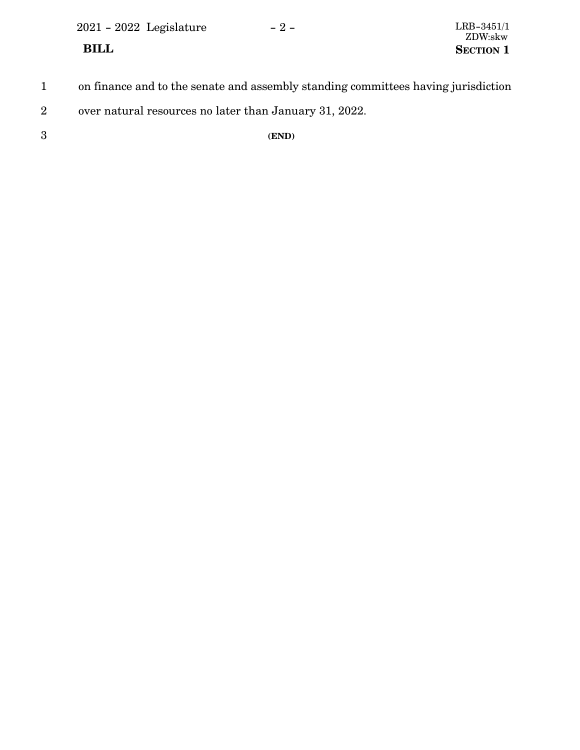on finance and to the senate and assembly standing committees having jurisdiction over natural resources no later than January 31, 2022.

**(END)**